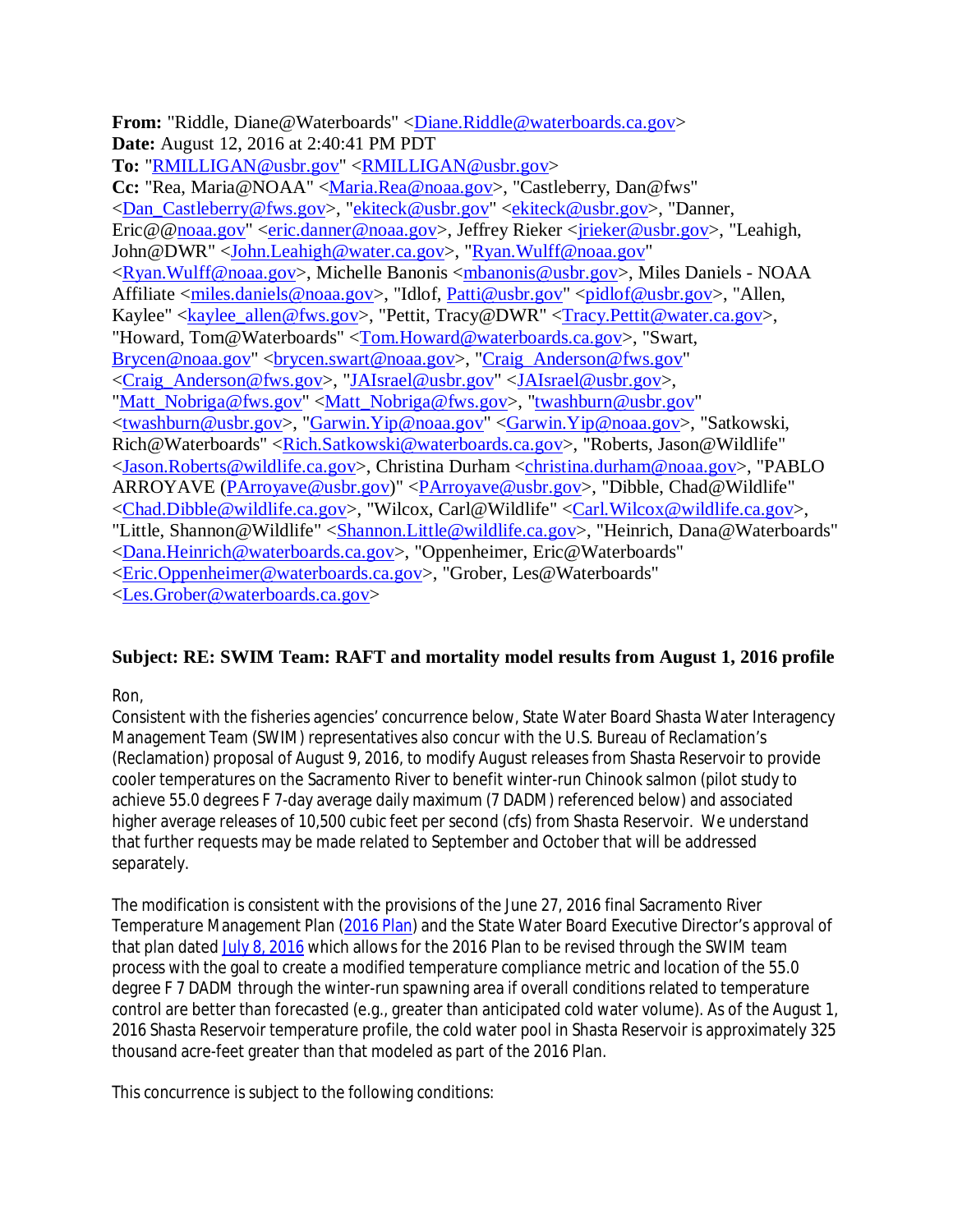**From:** "Riddle, Diane@Waterboards" <Diane.Riddle@waterboards.ca.gov>
**Date:** August 12, 2016 at 2:40:41 PM PDT
**To:** "RMILLIGAN@usbr.gov" <RMILLIGAN@usbr.gov>
**Cc:** "Rea, Maria@NOAA" <Maria.Rea@noaa.gov>, "Castleberry, Dan@fws" <Dan_Castleberry@fws.gov>, "ekiteck@usbr.gov" <ekiteck@usbr.gov>, "Danner, Eric@@noaa.gov" <eric.danner@noaa.gov>, Jeffrey Rieker <jrieker@usbr.gov>, "Leahigh, John@DWR" <John.Leahigh@water.ca.gov>, "Ryan.Wulff@noaa.gov" <Ryan.Wulff@noaa.gov>, Michelle Banonis <mbanonis@usbr.gov>, Miles Daniels - NOAA Affiliate <miles.daniels@noaa.gov>, "Idlof, Patti@usbr.gov" <pidlof@usbr.gov>, "Allen, Kaylee" <kaylee_allen@fws.gov>, "Pettit, Tracy@DWR" <Tracy.Pettit@water.ca.gov>, "Howard, Tom@Waterboards" <Tom.Howard@waterboards.ca.gov>, "Swart, Brycen@noaa.gov" <brycen.swart@noaa.gov>, "Craig_Anderson@fws.gov" <Craig_Anderson@fws.gov>, "JAIsrael@usbr.gov" <JAIsrael@usbr.gov>, "Matt_Nobriga@fws.gov" <Matt_Nobriga@fws.gov>, "twashburn@usbr.gov" <twashburn@usbr.gov>, "Garwin.Yip@noaa.gov" <Garwin.Yip@noaa.gov>, "Satkowski, Rich@Waterboards" <Rich.Satkowski@waterboards.ca.gov>, "Roberts, Jason@Wildlife" <Jason.Roberts@wildlife.ca.gov>, Christina Durham <christina.durham@noaa.gov>, "PABLO ARROYAVE (PArroyave@usbr.gov)" <PArroyave@usbr.gov>, "Dibble, Chad@Wildlife" <Chad.Dibble@wildlife.ca.gov>, "Wilcox, Carl@Wildlife" <Carl.Wilcox@wildlife.ca.gov>, "Little, Shannon@Wildlife" <Shannon.Little@wildlife.ca.gov>, "Heinrich, Dana@Waterboards" <Dana.Heinrich@waterboards.ca.gov>, "Oppenheimer, Eric@Waterboards" <Eric.Oppenheimer@waterboards.ca.gov>, "Grober, Les@Waterboards" <Les.Grober@waterboards.ca.gov>

**Subject: RE: SWIM Team: RAFT and mortality model results from August 1, 2016 profile**

Ron,
Consistent with the fisheries agencies' concurrence below, State Water Board Shasta Water Interagency Management Team (SWIM) representatives also concur with the U.S. Bureau of Reclamation's (Reclamation) proposal of August 9, 2016, to modify August releases from Shasta Reservoir to provide cooler temperatures on the Sacramento River to benefit winter-run Chinook salmon (pilot study to achieve 55.0 degrees F 7-day average daily maximum (7 DADM) referenced below) and associated higher average releases of 10,500 cubic feet per second (cfs) from Shasta Reservoir. We understand that further requests may be made related to September and October that will be addressed separately.

The modification is consistent with the provisions of the June 27, 2016 final Sacramento River Temperature Management Plan (2016 Plan) and the State Water Board Executive Director's approval of that plan dated July 8, 2016 which allows for the 2016 Plan to be revised through the SWIM team process with the goal to create a modified temperature compliance metric and location of the 55.0 degree F 7 DADM through the winter-run spawning area if overall conditions related to temperature control are better than forecasted (e.g., greater than anticipated cold water volume). As of the August 1, 2016 Shasta Reservoir temperature profile, the cold water pool in Shasta Reservoir is approximately 325 thousand acre-feet greater than that modeled as part of the 2016 Plan.

This concurrence is subject to the following conditions: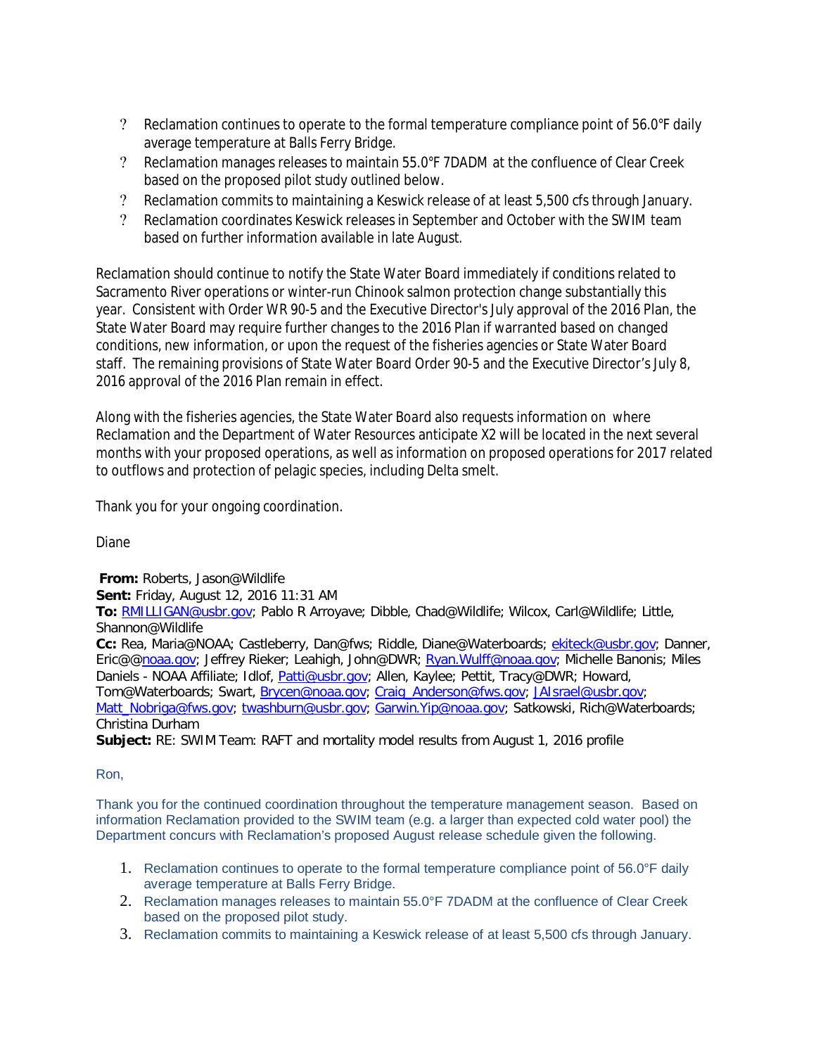- Reclamation continues to operate to the formal temperature compliance point of 56.0°F daily average temperature at Balls Ferry Bridge.
- Reclamation manages releases to maintain 55.0°F 7DADM at the confluence of Clear Creek based on the proposed pilot study outlined below.
- Reclamation commits to maintaining a Keswick release of at least 5,500 cfs through January.
- Reclamation coordinates Keswick releases in September and October with the SWIM team based on further information available in late August.

Reclamation should continue to notify the State Water Board immediately if conditions related to Sacramento River operations or winter-run Chinook salmon protection change substantially this year. Consistent with Order WR 90-5 and the Executive Director's July approval of the 2016 Plan, the State Water Board may require further changes to the 2016 Plan if warranted based on changed conditions, new information, or upon the request of the fisheries agencies or State Water Board staff. The remaining provisions of State Water Board Order 90-5 and the Executive Director's July 8, 2016 approval of the 2016 Plan remain in effect.

Along with the fisheries agencies, the State Water Board also requests information on where Reclamation and the Department of Water Resources anticipate X2 will be located in the next several months with your proposed operations, as well as information on proposed operations for 2017 related to outflows and protection of pelagic species, including Delta smelt.

Thank you for your ongoing coordination.

Diane

**From:** Roberts, Jason@Wildlife
**Sent:** Friday, August 12, 2016 11:31 AM
**To:** RMILLIGAN@usbr.gov; Pablo R Arroyave; Dibble, Chad@Wildlife; Wilcox, Carl@Wildlife; Little, Shannon@Wildlife
**Cc:** Rea, Maria@NOAA; Castleberry, Dan@fws; Riddle, Diane@Waterboards; ekiteck@usbr.gov; Danner, Eric@@noaa.gov; Jeffrey Rieker; Leahigh, John@DWR; Ryan.Wulff@noaa.gov; Michelle Banonis; Miles Daniels - NOAA Affiliate; Idlof, Patti@usbr.gov; Allen, Kaylee; Pettit, Tracy@DWR; Howard, Tom@Waterboards; Swart, Brycen@noaa.gov; Craig_Anderson@fws.gov; JAIsrael@usbr.gov; Matt_Nobriga@fws.gov; twashburn@usbr.gov; Garwin.Yip@noaa.gov; Satkowski, Rich@Waterboards; Christina Durham
**Subject:** RE: SWIM Team: RAFT and mortality model results from August 1, 2016 profile

Ron,

Thank you for the continued coordination throughout the temperature management season. Based on information Reclamation provided to the SWIM team (e.g. a larger than expected cold water pool) the Department concurs with Reclamation's proposed August release schedule given the following.

1. Reclamation continues to operate to the formal temperature compliance point of 56.0°F daily average temperature at Balls Ferry Bridge.
2. Reclamation manages releases to maintain 55.0°F 7DADM at the confluence of Clear Creek based on the proposed pilot study.
3. Reclamation commits to maintaining a Keswick release of at least 5,500 cfs through January.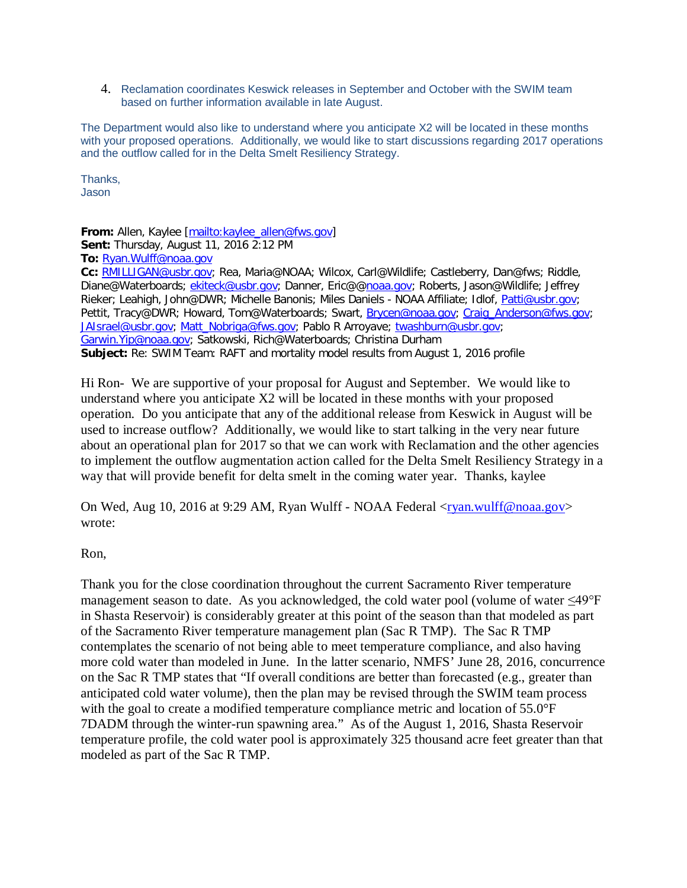4. Reclamation coordinates Keswick releases in September and October with the SWIM team based on further information available in late August.

The Department would also like to understand where you anticipate X2 will be located in these months with your proposed operations. Additionally, we would like to start discussions regarding 2017 operations and the outflow called for in the Delta Smelt Resiliency Strategy.

Thanks,
Jason

**From:** Allen, Kaylee [mailto:kaylee_allen@fws.gov]
**Sent:** Thursday, August 11, 2016 2:12 PM
**To:** Ryan.Wulff@noaa.gov
**Cc:** RMILLIGAN@usbr.gov; Rea, Maria@NOAA; Wilcox, Carl@Wildlife; Castleberry, Dan@fws; Riddle, Diane@Waterboards; ekiteck@usbr.gov; Danner, Eric@@noaa.gov; Roberts, Jason@Wildlife; Jeffrey Rieker; Leahigh, John@DWR; Michelle Banonis; Miles Daniels - NOAA Affiliate; Idlof, Patti@usbr.gov; Pettit, Tracy@DWR; Howard, Tom@Waterboards; Swart, Brycen@noaa.gov; Craig_Anderson@fws.gov; JAIsrael@usbr.gov; Matt_Nobriga@fws.gov; Pablo R Arroyave; twashburn@usbr.gov; Garwin.Yip@noaa.gov; Satkowski, Rich@Waterboards; Christina Durham
**Subject:** Re: SWIM Team: RAFT and mortality model results from August 1, 2016 profile

Hi Ron- We are supportive of your proposal for August and September. We would like to understand where you anticipate X2 will be located in these months with your proposed operation. Do you anticipate that any of the additional release from Keswick in August will be used to increase outflow? Additionally, we would like to start talking in the very near future about an operational plan for 2017 so that we can work with Reclamation and the other agencies to implement the outflow augmentation action called for the Delta Smelt Resiliency Strategy in a way that will provide benefit for delta smelt in the coming water year. Thanks, kaylee

On Wed, Aug 10, 2016 at 9:29 AM, Ryan Wulff - NOAA Federal <ryan.wulff@noaa.gov> wrote:

Ron,

Thank you for the close coordination throughout the current Sacramento River temperature management season to date. As you acknowledged, the cold water pool (volume of water ≤49°F in Shasta Reservoir) is considerably greater at this point of the season than that modeled as part of the Sacramento River temperature management plan (Sac R TMP). The Sac R TMP contemplates the scenario of not being able to meet temperature compliance, and also having more cold water than modeled in June. In the latter scenario, NMFS' June 28, 2016, concurrence on the Sac R TMP states that "If overall conditions are better than forecasted (e.g., greater than anticipated cold water volume), then the plan may be revised through the SWIM team process with the goal to create a modified temperature compliance metric and location of 55.0°F 7DADM through the winter-run spawning area." As of the August 1, 2016, Shasta Reservoir temperature profile, the cold water pool is approximately 325 thousand acre feet greater than that modeled as part of the Sac R TMP.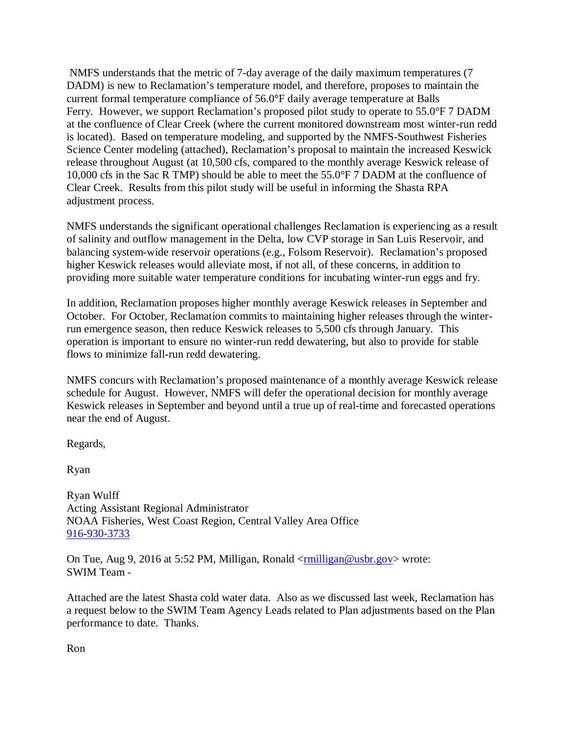NMFS understands that the metric of 7-day average of the daily maximum temperatures (7 DADM) is new to Reclamation's temperature model, and therefore, proposes to maintain the current formal temperature compliance of 56.0°F daily average temperature at Balls Ferry. However, we support Reclamation's proposed pilot study to operate to 55.0°F 7 DADM at the confluence of Clear Creek (where the current monitored downstream most winter-run redd is located). Based on temperature modeling, and supported by the NMFS-Southwest Fisheries Science Center modeling (attached), Reclamation's proposal to maintain the increased Keswick release throughout August (at 10,500 cfs, compared to the monthly average Keswick release of 10,000 cfs in the Sac R TMP) should be able to meet the 55.0°F 7 DADM at the confluence of Clear Creek. Results from this pilot study will be useful in informing the Shasta RPA adjustment process.

NMFS understands the significant operational challenges Reclamation is experiencing as a result of salinity and outflow management in the Delta, low CVP storage in San Luis Reservoir, and balancing system-wide reservoir operations (e.g., Folsom Reservoir). Reclamation's proposed higher Keswick releases would alleviate most, if not all, of these concerns, in addition to providing more suitable water temperature conditions for incubating winter-run eggs and fry.

In addition, Reclamation proposes higher monthly average Keswick releases in September and October. For October, Reclamation commits to maintaining higher releases through the winter-run emergence season, then reduce Keswick releases to 5,500 cfs through January. This operation is important to ensure no winter-run redd dewatering, but also to provide for stable flows to minimize fall-run redd dewatering.

NMFS concurs with Reclamation's proposed maintenance of a monthly average Keswick release schedule for August. However, NMFS will defer the operational decision for monthly average Keswick releases in September and beyond until a true up of real-time and forecasted operations near the end of August.

Regards,

Ryan

Ryan Wulff
Acting Assistant Regional Administrator
NOAA Fisheries, West Coast Region, Central Valley Area Office
916-930-3733

On Tue, Aug 9, 2016 at 5:52 PM, Milligan, Ronald <rmilligan@usbr.gov> wrote:
SWIM Team -

Attached are the latest Shasta cold water data. Also as we discussed last week, Reclamation has a request below to the SWIM Team Agency Leads related to Plan adjustments based on the Plan performance to date. Thanks.

Ron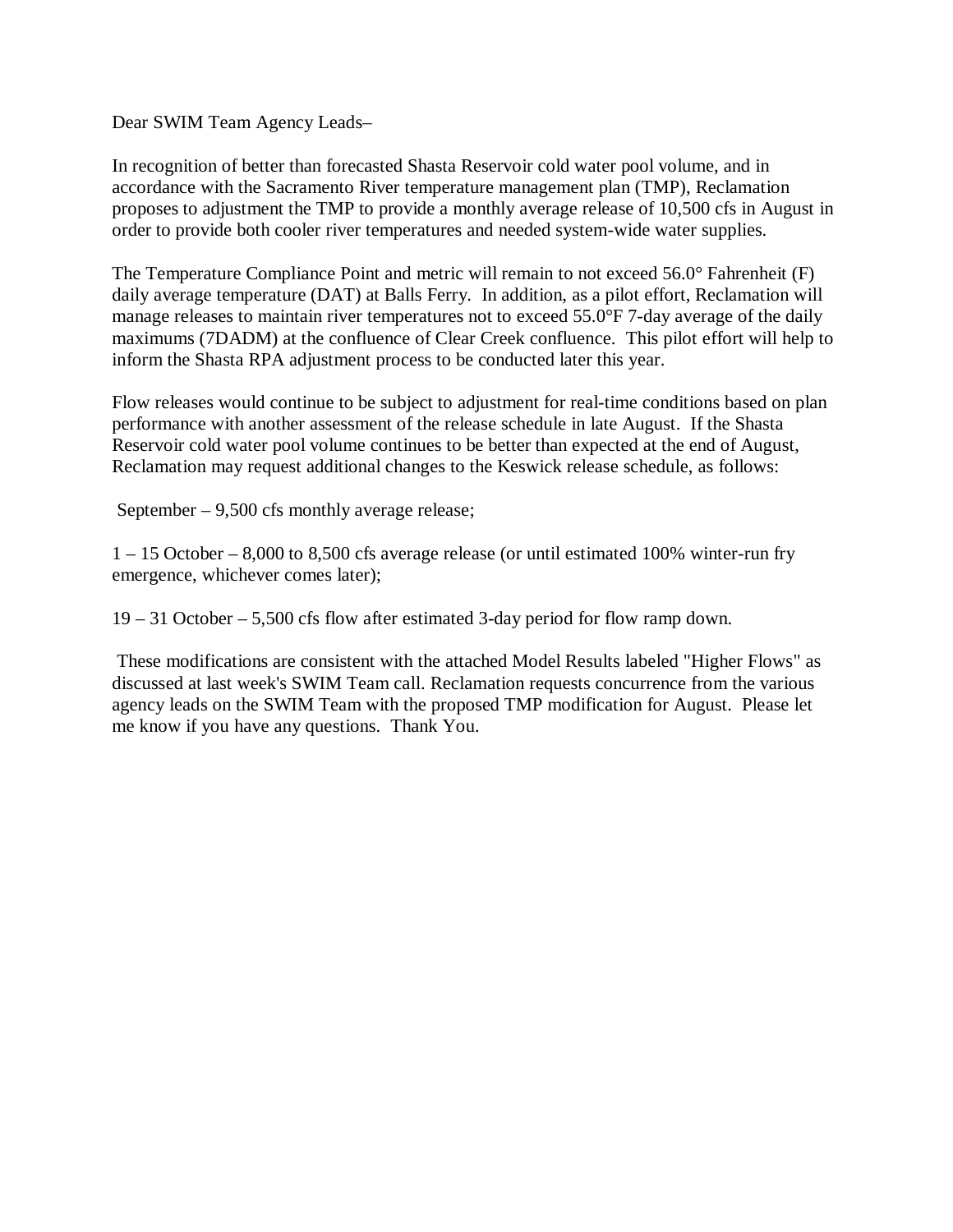Dear SWIM Team Agency Leads–

In recognition of better than forecasted Shasta Reservoir cold water pool volume, and in accordance with the Sacramento River temperature management plan (TMP), Reclamation proposes to adjustment the TMP to provide a monthly average release of 10,500 cfs in August in order to provide both cooler river temperatures and needed system-wide water supplies.

The Temperature Compliance Point and metric will remain to not exceed 56.0° Fahrenheit (F) daily average temperature (DAT) at Balls Ferry. In addition, as a pilot effort, Reclamation will manage releases to maintain river temperatures not to exceed 55.0°F 7-day average of the daily maximums (7DADM) at the confluence of Clear Creek confluence. This pilot effort will help to inform the Shasta RPA adjustment process to be conducted later this year.

Flow releases would continue to be subject to adjustment for real-time conditions based on plan performance with another assessment of the release schedule in late August. If the Shasta Reservoir cold water pool volume continues to be better than expected at the end of August, Reclamation may request additional changes to the Keswick release schedule, as follows:

September – 9,500 cfs monthly average release;

1 – 15 October – 8,000 to 8,500 cfs average release (or until estimated 100% winter-run fry emergence, whichever comes later);

19 – 31 October – 5,500 cfs flow after estimated 3-day period for flow ramp down.

These modifications are consistent with the attached Model Results labeled "Higher Flows" as discussed at last week's SWIM Team call. Reclamation requests concurrence from the various agency leads on the SWIM Team with the proposed TMP modification for August. Please let me know if you have any questions. Thank You.